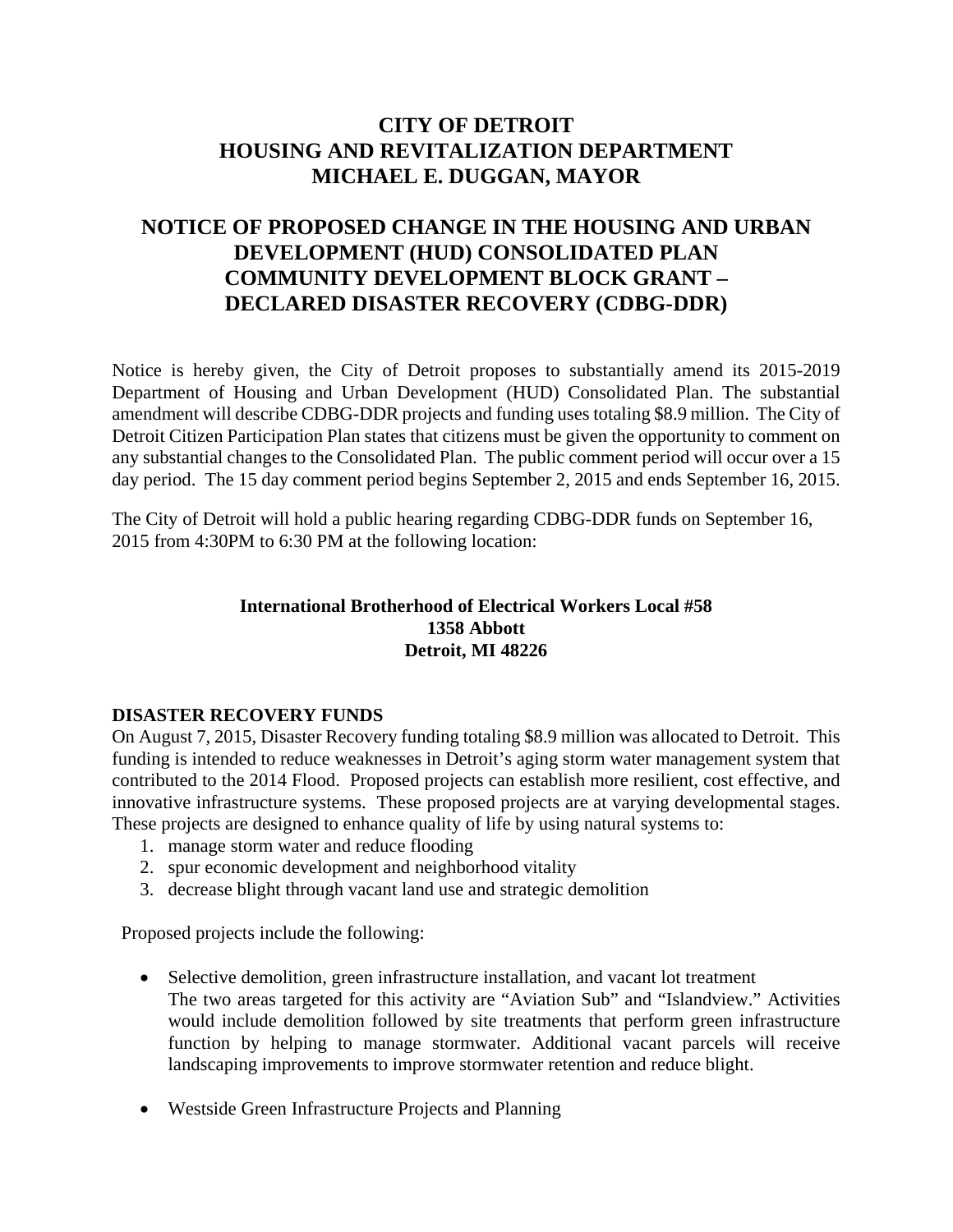# CITY OF DETROIT
# HOUSING AND REVITALIZATION DEPARTMENT
# MICHAEL E. DUGGAN, MAYOR

## NOTICE OF PROPOSED CHANGE IN THE HOUSING AND URBAN DEVELOPMENT (HUD) CONSOLIDATED PLAN COMMUNITY DEVELOPMENT BLOCK GRANT – DECLARED DISASTER RECOVERY (CDBG-DDR)

Notice is hereby given, the City of Detroit proposes to substantially amend its 2015-2019 Department of Housing and Urban Development (HUD) Consolidated Plan. The substantial amendment will describe CDBG-DDR projects and funding uses totaling $8.9 million. The City of Detroit Citizen Participation Plan states that citizens must be given the opportunity to comment on any substantial changes to the Consolidated Plan. The public comment period will occur over a 15 day period. The 15 day comment period begins September 2, 2015 and ends September 16, 2015.

The City of Detroit will hold a public hearing regarding CDBG-DDR funds on September 16, 2015 from 4:30PM to 6:30 PM at the following location:

**International Brotherhood of Electrical Workers Local #58**
**1358 Abbott**
**Detroit, MI 48226**

**DISASTER RECOVERY FUNDS**

On August 7, 2015, Disaster Recovery funding totaling $8.9 million was allocated to Detroit. This funding is intended to reduce weaknesses in Detroit's aging storm water management system that contributed to the 2014 Flood. Proposed projects can establish more resilient, cost effective, and innovative infrastructure systems. These proposed projects are at varying developmental stages. These projects are designed to enhance quality of life by using natural systems to:

1. manage storm water and reduce flooding
2. spur economic development and neighborhood vitality
3. decrease blight through vacant land use and strategic demolition

Proposed projects include the following:

- Selective demolition, green infrastructure installation, and vacant lot treatment
  The two areas targeted for this activity are "Aviation Sub" and "Islandview." Activities would include demolition followed by site treatments that perform green infrastructure function by helping to manage stormwater. Additional vacant parcels will receive landscaping improvements to improve stormwater retention and reduce blight.

- Westside Green Infrastructure Projects and Planning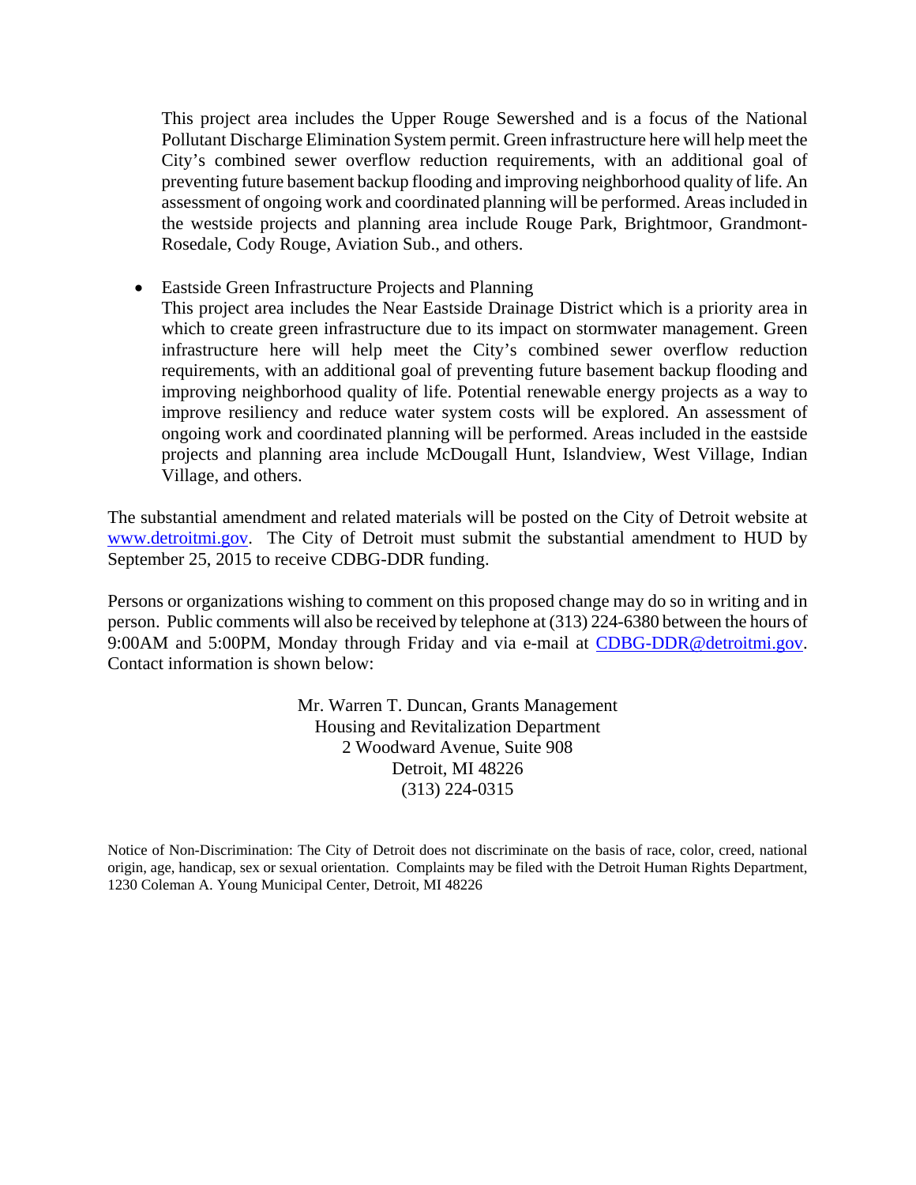This project area includes the Upper Rouge Sewershed and is a focus of the National Pollutant Discharge Elimination System permit. Green infrastructure here will help meet the City's combined sewer overflow reduction requirements, with an additional goal of preventing future basement backup flooding and improving neighborhood quality of life. An assessment of ongoing work and coordinated planning will be performed. Areas included in the westside projects and planning area include Rouge Park, Brightmoor, Grandmont-Rosedale, Cody Rouge, Aviation Sub., and others.

- Eastside Green Infrastructure Projects and Planning
  This project area includes the Near Eastside Drainage District which is a priority area in which to create green infrastructure due to its impact on stormwater management. Green infrastructure here will help meet the City's combined sewer overflow reduction requirements, with an additional goal of preventing future basement backup flooding and improving neighborhood quality of life. Potential renewable energy projects as a way to improve resiliency and reduce water system costs will be explored. An assessment of ongoing work and coordinated planning will be performed. Areas included in the eastside projects and planning area include McDougall Hunt, Islandview, West Village, Indian Village, and others.

The substantial amendment and related materials will be posted on the City of Detroit website at www.detroitmi.gov. The City of Detroit must submit the substantial amendment to HUD by September 25, 2015 to receive CDBG-DDR funding.

Persons or organizations wishing to comment on this proposed change may do so in writing and in person. Public comments will also be received by telephone at (313) 224-6380 between the hours of 9:00AM and 5:00PM, Monday through Friday and via e-mail at CDBG-DDR@detroitmi.gov. Contact information is shown below:

Mr. Warren T. Duncan, Grants Management
Housing and Revitalization Department
2 Woodward Avenue, Suite 908
Detroit, MI 48226
(313) 224-0315

Notice of Non-Discrimination: The City of Detroit does not discriminate on the basis of race, color, creed, national origin, age, handicap, sex or sexual orientation. Complaints may be filed with the Detroit Human Rights Department, 1230 Coleman A. Young Municipal Center, Detroit, MI 48226